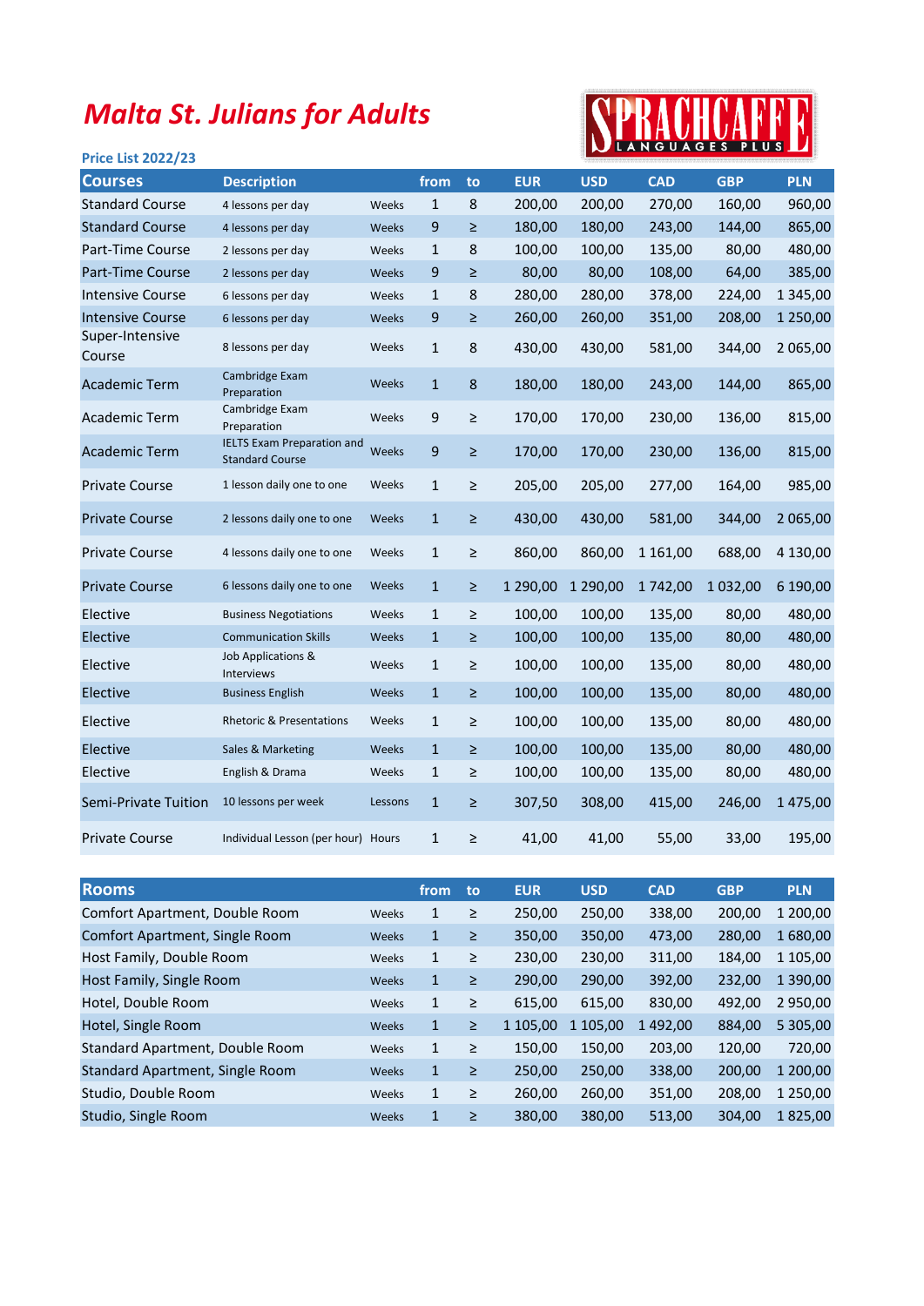# Malta St. Julians for Adults

SPRACHCAFFE LANGUAGES PLUS

**Price List 2022/23**

| Courses | Description | | from | to | EUR | USD | CAD | GBP | PLN |
|---|---|---|---|---|---|---|---|---|---|
| Standard Course | 4 lessons per day | Weeks | 1 | 8 | 200,00 | 200,00 | 270,00 | 160,00 | 960,00 |
| Standard Course | 4 lessons per day | Weeks | 9 | ≥ | 180,00 | 180,00 | 243,00 | 144,00 | 865,00 |
| Part-Time Course | 2 lessons per day | Weeks | 1 | 8 | 100,00 | 100,00 | 135,00 | 80,00 | 480,00 |
| Part-Time Course | 2 lessons per day | Weeks | 9 | ≥ | 80,00 | 80,00 | 108,00 | 64,00 | 385,00 |
| Intensive Course | 6 lessons per day | Weeks | 1 | 8 | 280,00 | 280,00 | 378,00 | 224,00 | 1 345,00 |
| Intensive Course | 6 lessons per day | Weeks | 9 | ≥ | 260,00 | 260,00 | 351,00 | 208,00 | 1 250,00 |
| Super-Intensive Course | 8 lessons per day | Weeks | 1 | 8 | 430,00 | 430,00 | 581,00 | 344,00 | 2 065,00 |
| Academic Term | Cambridge Exam Preparation | Weeks | 1 | 8 | 180,00 | 180,00 | 243,00 | 144,00 | 865,00 |
| Academic Term | Cambridge Exam Preparation | Weeks | 9 | ≥ | 170,00 | 170,00 | 230,00 | 136,00 | 815,00 |
| Academic Term | IELTS Exam Preparation and Standard Course | Weeks | 9 | ≥ | 170,00 | 170,00 | 230,00 | 136,00 | 815,00 |
| Private Course | 1 lesson daily one to one | Weeks | 1 | ≥ | 205,00 | 205,00 | 277,00 | 164,00 | 985,00 |
| Private Course | 2 lessons daily one to one | Weeks | 1 | ≥ | 430,00 | 430,00 | 581,00 | 344,00 | 2 065,00 |
| Private Course | 4 lessons daily one to one | Weeks | 1 | ≥ | 860,00 | 860,00 | 1 161,00 | 688,00 | 4 130,00 |
| Private Course | 6 lessons daily one to one | Weeks | 1 | ≥ | 1 290,00 | 1 290,00 | 1 742,00 | 1 032,00 | 6 190,00 |
| Elective | Business Negotiations | Weeks | 1 | ≥ | 100,00 | 100,00 | 135,00 | 80,00 | 480,00 |
| Elective | Communication Skills | Weeks | 1 | ≥ | 100,00 | 100,00 | 135,00 | 80,00 | 480,00 |
| Elective | Job Applications & Interviews | Weeks | 1 | ≥ | 100,00 | 100,00 | 135,00 | 80,00 | 480,00 |
| Elective | Business English | Weeks | 1 | ≥ | 100,00 | 100,00 | 135,00 | 80,00 | 480,00 |
| Elective | Rhetoric & Presentations | Weeks | 1 | ≥ | 100,00 | 100,00 | 135,00 | 80,00 | 480,00 |
| Elective | Sales & Marketing | Weeks | 1 | ≥ | 100,00 | 100,00 | 135,00 | 80,00 | 480,00 |
| Elective | English & Drama | Weeks | 1 | ≥ | 100,00 | 100,00 | 135,00 | 80,00 | 480,00 |
| Semi-Private Tuition | 10 lessons per week | Lessons | 1 | ≥ | 307,50 | 308,00 | 415,00 | 246,00 | 1 475,00 |
| Private Course | Individual Lesson (per hour) | Hours | 1 | ≥ | 41,00 | 41,00 | 55,00 | 33,00 | 195,00 |

| Rooms | | from | to | EUR | USD | CAD | GBP | PLN |
|---|---|---|---|---|---|---|---|---|
| Comfort Apartment, Double Room | Weeks | 1 | ≥ | 250,00 | 250,00 | 338,00 | 200,00 | 1 200,00 |
| Comfort Apartment, Single Room | Weeks | 1 | ≥ | 350,00 | 350,00 | 473,00 | 280,00 | 1 680,00 |
| Host Family, Double Room | Weeks | 1 | ≥ | 230,00 | 230,00 | 311,00 | 184,00 | 1 105,00 |
| Host Family, Single Room | Weeks | 1 | ≥ | 290,00 | 290,00 | 392,00 | 232,00 | 1 390,00 |
| Hotel, Double Room | Weeks | 1 | ≥ | 615,00 | 615,00 | 830,00 | 492,00 | 2 950,00 |
| Hotel, Single Room | Weeks | 1 | ≥ | 1 105,00 | 1 105,00 | 1 492,00 | 884,00 | 5 305,00 |
| Standard Apartment, Double Room | Weeks | 1 | ≥ | 150,00 | 150,00 | 203,00 | 120,00 | 720,00 |
| Standard Apartment, Single Room | Weeks | 1 | ≥ | 250,00 | 250,00 | 338,00 | 200,00 | 1 200,00 |
| Studio, Double Room | Weeks | 1 | ≥ | 260,00 | 260,00 | 351,00 | 208,00 | 1 250,00 |
| Studio, Single Room | Weeks | 1 | ≥ | 380,00 | 380,00 | 513,00 | 304,00 | 1 825,00 |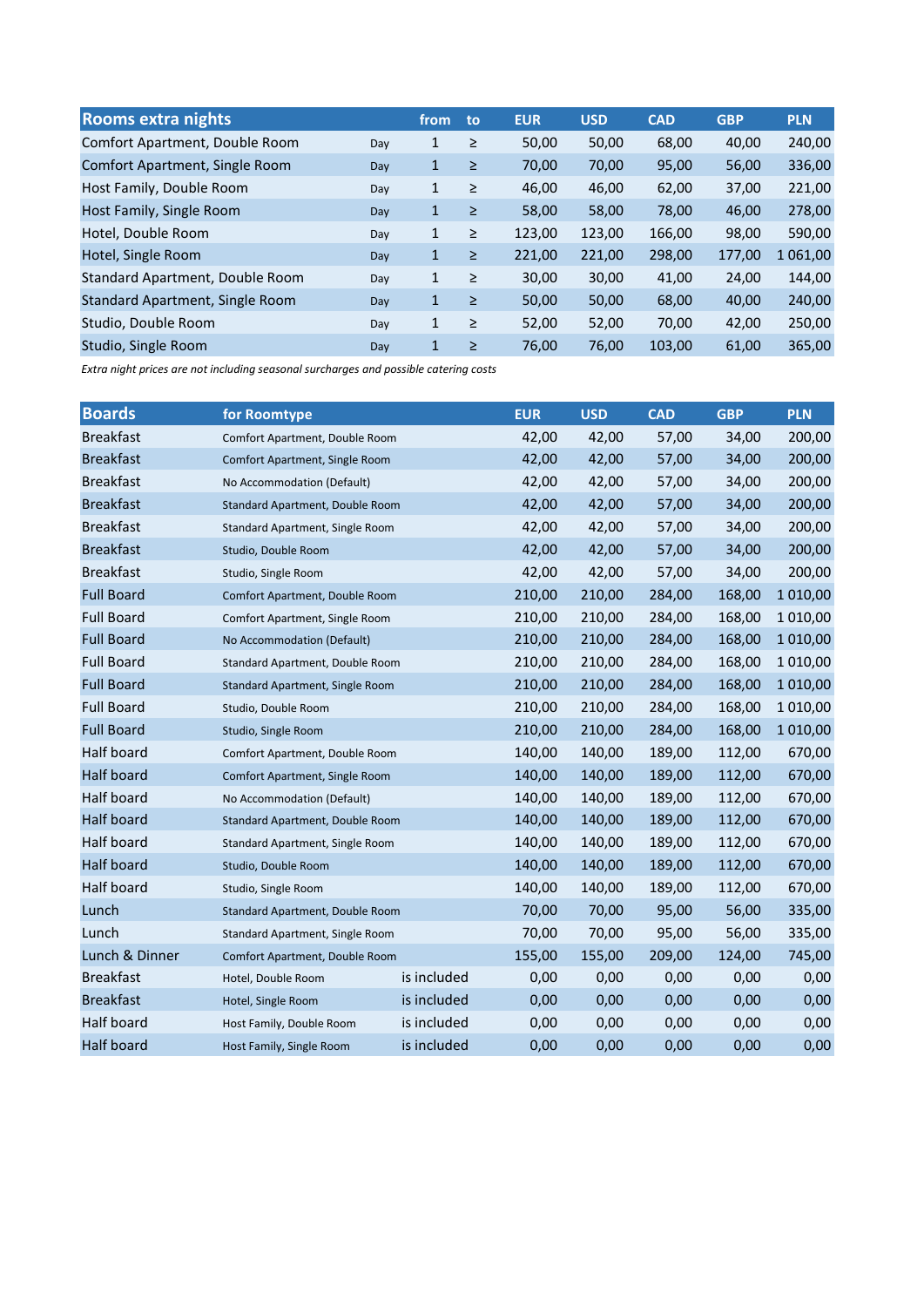| Rooms extra nights | | from | to | EUR | USD | CAD | GBP | PLN |
|---|---|---|---|---|---|---|---|---|
| Comfort Apartment, Double Room | Day | 1 | ≥ | 50,00 | 50,00 | 68,00 | 40,00 | 240,00 |
| Comfort Apartment, Single Room | Day | 1 | ≥ | 70,00 | 70,00 | 95,00 | 56,00 | 336,00 |
| Host Family, Double Room | Day | 1 | ≥ | 46,00 | 46,00 | 62,00 | 37,00 | 221,00 |
| Host Family, Single Room | Day | 1 | ≥ | 58,00 | 58,00 | 78,00 | 46,00 | 278,00 |
| Hotel, Double Room | Day | 1 | ≥ | 123,00 | 123,00 | 166,00 | 98,00 | 590,00 |
| Hotel, Single Room | Day | 1 | ≥ | 221,00 | 221,00 | 298,00 | 177,00 | 1 061,00 |
| Standard Apartment, Double Room | Day | 1 | ≥ | 30,00 | 30,00 | 41,00 | 24,00 | 144,00 |
| Standard Apartment, Single Room | Day | 1 | ≥ | 50,00 | 50,00 | 68,00 | 40,00 | 240,00 |
| Studio, Double Room | Day | 1 | ≥ | 52,00 | 52,00 | 70,00 | 42,00 | 250,00 |
| Studio, Single Room | Day | 1 | ≥ | 76,00 | 76,00 | 103,00 | 61,00 | 365,00 |

*Extra night prices are not including seasonal surcharges and possible catering costs*

| Boards | for Roomtype | | EUR | USD | CAD | GBP | PLN |
|---|---|---|---|---|---|---|---|
| Breakfast | Comfort Apartment, Double Room | | 42,00 | 42,00 | 57,00 | 34,00 | 200,00 |
| Breakfast | Comfort Apartment, Single Room | | 42,00 | 42,00 | 57,00 | 34,00 | 200,00 |
| Breakfast | No Accommodation (Default) | | 42,00 | 42,00 | 57,00 | 34,00 | 200,00 |
| Breakfast | Standard Apartment, Double Room | | 42,00 | 42,00 | 57,00 | 34,00 | 200,00 |
| Breakfast | Standard Apartment, Single Room | | 42,00 | 42,00 | 57,00 | 34,00 | 200,00 |
| Breakfast | Studio, Double Room | | 42,00 | 42,00 | 57,00 | 34,00 | 200,00 |
| Breakfast | Studio, Single Room | | 42,00 | 42,00 | 57,00 | 34,00 | 200,00 |
| Full Board | Comfort Apartment, Double Room | | 210,00 | 210,00 | 284,00 | 168,00 | 1 010,00 |
| Full Board | Comfort Apartment, Single Room | | 210,00 | 210,00 | 284,00 | 168,00 | 1 010,00 |
| Full Board | No Accommodation (Default) | | 210,00 | 210,00 | 284,00 | 168,00 | 1 010,00 |
| Full Board | Standard Apartment, Double Room | | 210,00 | 210,00 | 284,00 | 168,00 | 1 010,00 |
| Full Board | Standard Apartment, Single Room | | 210,00 | 210,00 | 284,00 | 168,00 | 1 010,00 |
| Full Board | Studio, Double Room | | 210,00 | 210,00 | 284,00 | 168,00 | 1 010,00 |
| Full Board | Studio, Single Room | | 210,00 | 210,00 | 284,00 | 168,00 | 1 010,00 |
| Half board | Comfort Apartment, Double Room | | 140,00 | 140,00 | 189,00 | 112,00 | 670,00 |
| Half board | Comfort Apartment, Single Room | | 140,00 | 140,00 | 189,00 | 112,00 | 670,00 |
| Half board | No Accommodation (Default) | | 140,00 | 140,00 | 189,00 | 112,00 | 670,00 |
| Half board | Standard Apartment, Double Room | | 140,00 | 140,00 | 189,00 | 112,00 | 670,00 |
| Half board | Standard Apartment, Single Room | | 140,00 | 140,00 | 189,00 | 112,00 | 670,00 |
| Half board | Studio, Double Room | | 140,00 | 140,00 | 189,00 | 112,00 | 670,00 |
| Half board | Studio, Single Room | | 140,00 | 140,00 | 189,00 | 112,00 | 670,00 |
| Lunch | Standard Apartment, Double Room | | 70,00 | 70,00 | 95,00 | 56,00 | 335,00 |
| Lunch | Standard Apartment, Single Room | | 70,00 | 70,00 | 95,00 | 56,00 | 335,00 |
| Lunch & Dinner | Comfort Apartment, Double Room | | 155,00 | 155,00 | 209,00 | 124,00 | 745,00 |
| Breakfast | Hotel, Double Room | is included | 0,00 | 0,00 | 0,00 | 0,00 | 0,00 |
| Breakfast | Hotel, Single Room | is included | 0,00 | 0,00 | 0,00 | 0,00 | 0,00 |
| Half board | Host Family, Double Room | is included | 0,00 | 0,00 | 0,00 | 0,00 | 0,00 |
| Half board | Host Family, Single Room | is included | 0,00 | 0,00 | 0,00 | 0,00 | 0,00 |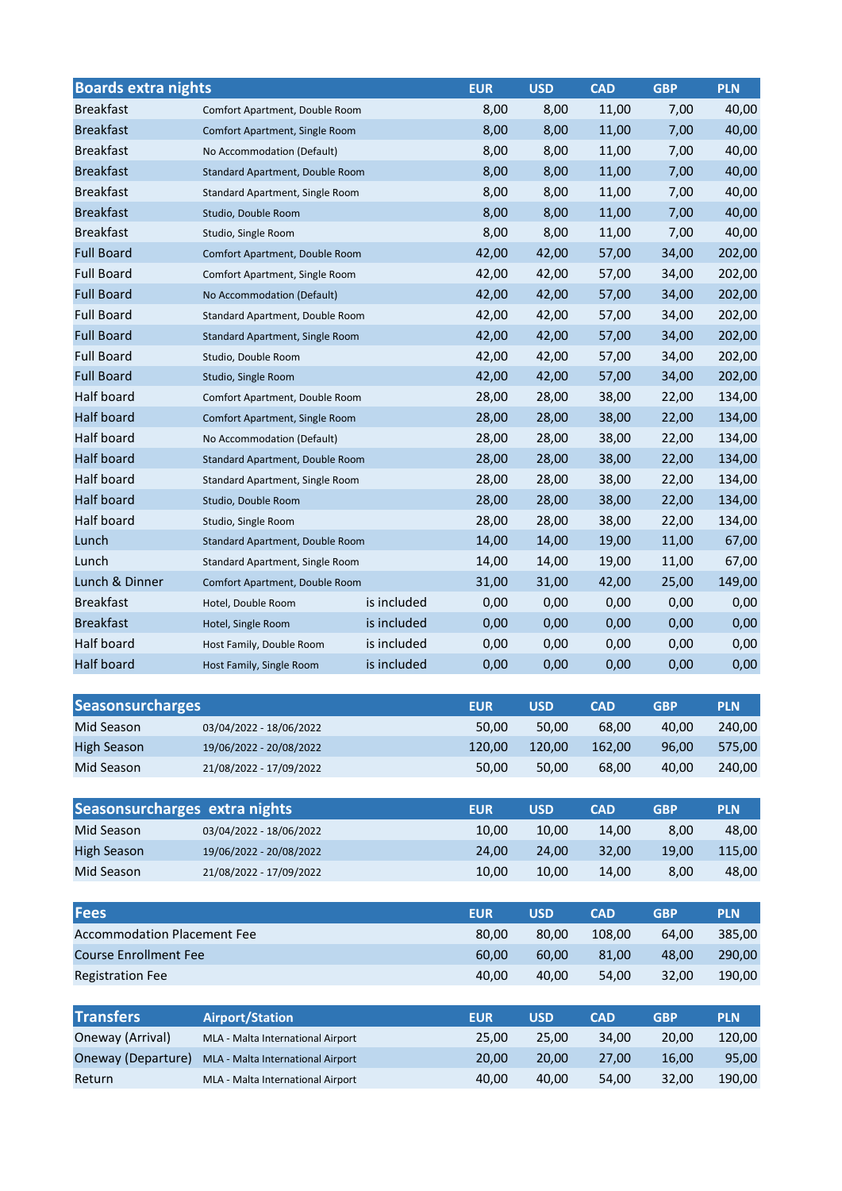| Boards extra nights | | | EUR | USD | CAD | GBP | PLN |
|---|---|---|---|---|---|---|---|
| Breakfast | Comfort Apartment, Double Room | | 8,00 | 8,00 | 11,00 | 7,00 | 40,00 |
| Breakfast | Comfort Apartment, Single Room | | 8,00 | 8,00 | 11,00 | 7,00 | 40,00 |
| Breakfast | No Accommodation (Default) | | 8,00 | 8,00 | 11,00 | 7,00 | 40,00 |
| Breakfast | Standard Apartment, Double Room | | 8,00 | 8,00 | 11,00 | 7,00 | 40,00 |
| Breakfast | Standard Apartment, Single Room | | 8,00 | 8,00 | 11,00 | 7,00 | 40,00 |
| Breakfast | Studio, Double Room | | 8,00 | 8,00 | 11,00 | 7,00 | 40,00 |
| Breakfast | Studio, Single Room | | 8,00 | 8,00 | 11,00 | 7,00 | 40,00 |
| Full Board | Comfort Apartment, Double Room | | 42,00 | 42,00 | 57,00 | 34,00 | 202,00 |
| Full Board | Comfort Apartment, Single Room | | 42,00 | 42,00 | 57,00 | 34,00 | 202,00 |
| Full Board | No Accommodation (Default) | | 42,00 | 42,00 | 57,00 | 34,00 | 202,00 |
| Full Board | Standard Apartment, Double Room | | 42,00 | 42,00 | 57,00 | 34,00 | 202,00 |
| Full Board | Standard Apartment, Single Room | | 42,00 | 42,00 | 57,00 | 34,00 | 202,00 |
| Full Board | Studio, Double Room | | 42,00 | 42,00 | 57,00 | 34,00 | 202,00 |
| Full Board | Studio, Single Room | | 42,00 | 42,00 | 57,00 | 34,00 | 202,00 |
| Half board | Comfort Apartment, Double Room | | 28,00 | 28,00 | 38,00 | 22,00 | 134,00 |
| Half board | Comfort Apartment, Single Room | | 28,00 | 28,00 | 38,00 | 22,00 | 134,00 |
| Half board | No Accommodation (Default) | | 28,00 | 28,00 | 38,00 | 22,00 | 134,00 |
| Half board | Standard Apartment, Double Room | | 28,00 | 28,00 | 38,00 | 22,00 | 134,00 |
| Half board | Standard Apartment, Single Room | | 28,00 | 28,00 | 38,00 | 22,00 | 134,00 |
| Half board | Studio, Double Room | | 28,00 | 28,00 | 38,00 | 22,00 | 134,00 |
| Half board | Studio, Single Room | | 28,00 | 28,00 | 38,00 | 22,00 | 134,00 |
| Lunch | Standard Apartment, Double Room | | 14,00 | 14,00 | 19,00 | 11,00 | 67,00 |
| Lunch | Standard Apartment, Single Room | | 14,00 | 14,00 | 19,00 | 11,00 | 67,00 |
| Lunch & Dinner | Comfort Apartment, Double Room | | 31,00 | 31,00 | 42,00 | 25,00 | 149,00 |
| Breakfast | Hotel, Double Room | is included | 0,00 | 0,00 | 0,00 | 0,00 | 0,00 |
| Breakfast | Hotel, Single Room | is included | 0,00 | 0,00 | 0,00 | 0,00 | 0,00 |
| Half board | Host Family, Double Room | is included | 0,00 | 0,00 | 0,00 | 0,00 | 0,00 |
| Half board | Host Family, Single Room | is included | 0,00 | 0,00 | 0,00 | 0,00 | 0,00 |

| Seasonsurcharges | | EUR | USD | CAD | GBP | PLN |
|---|---|---|---|---|---|---|
| Mid Season | 03/04/2022 - 18/06/2022 | 50,00 | 50,00 | 68,00 | 40,00 | 240,00 |
| High Season | 19/06/2022 - 20/08/2022 | 120,00 | 120,00 | 162,00 | 96,00 | 575,00 |
| Mid Season | 21/08/2022 - 17/09/2022 | 50,00 | 50,00 | 68,00 | 40,00 | 240,00 |

| Seasonsurcharges extra nights | | EUR | USD | CAD | GBP | PLN |
|---|---|---|---|---|---|---|
| Mid Season | 03/04/2022 - 18/06/2022 | 10,00 | 10,00 | 14,00 | 8,00 | 48,00 |
| High Season | 19/06/2022 - 20/08/2022 | 24,00 | 24,00 | 32,00 | 19,00 | 115,00 |
| Mid Season | 21/08/2022 - 17/09/2022 | 10,00 | 10,00 | 14,00 | 8,00 | 48,00 |

| Fees | EUR | USD | CAD | GBP | PLN |
|---|---|---|---|---|---|
| Accommodation Placement Fee | 80,00 | 80,00 | 108,00 | 64,00 | 385,00 |
| Course Enrollment Fee | 60,00 | 60,00 | 81,00 | 48,00 | 290,00 |
| Registration Fee | 40,00 | 40,00 | 54,00 | 32,00 | 190,00 |

| Transfers | Airport/Station | EUR | USD | CAD | GBP | PLN |
|---|---|---|---|---|---|---|
| Oneway (Arrival) | MLA - Malta International Airport | 25,00 | 25,00 | 34,00 | 20,00 | 120,00 |
| Oneway (Departure) | MLA - Malta International Airport | 20,00 | 20,00 | 27,00 | 16,00 | 95,00 |
| Return | MLA - Malta International Airport | 40,00 | 40,00 | 54,00 | 32,00 | 190,00 |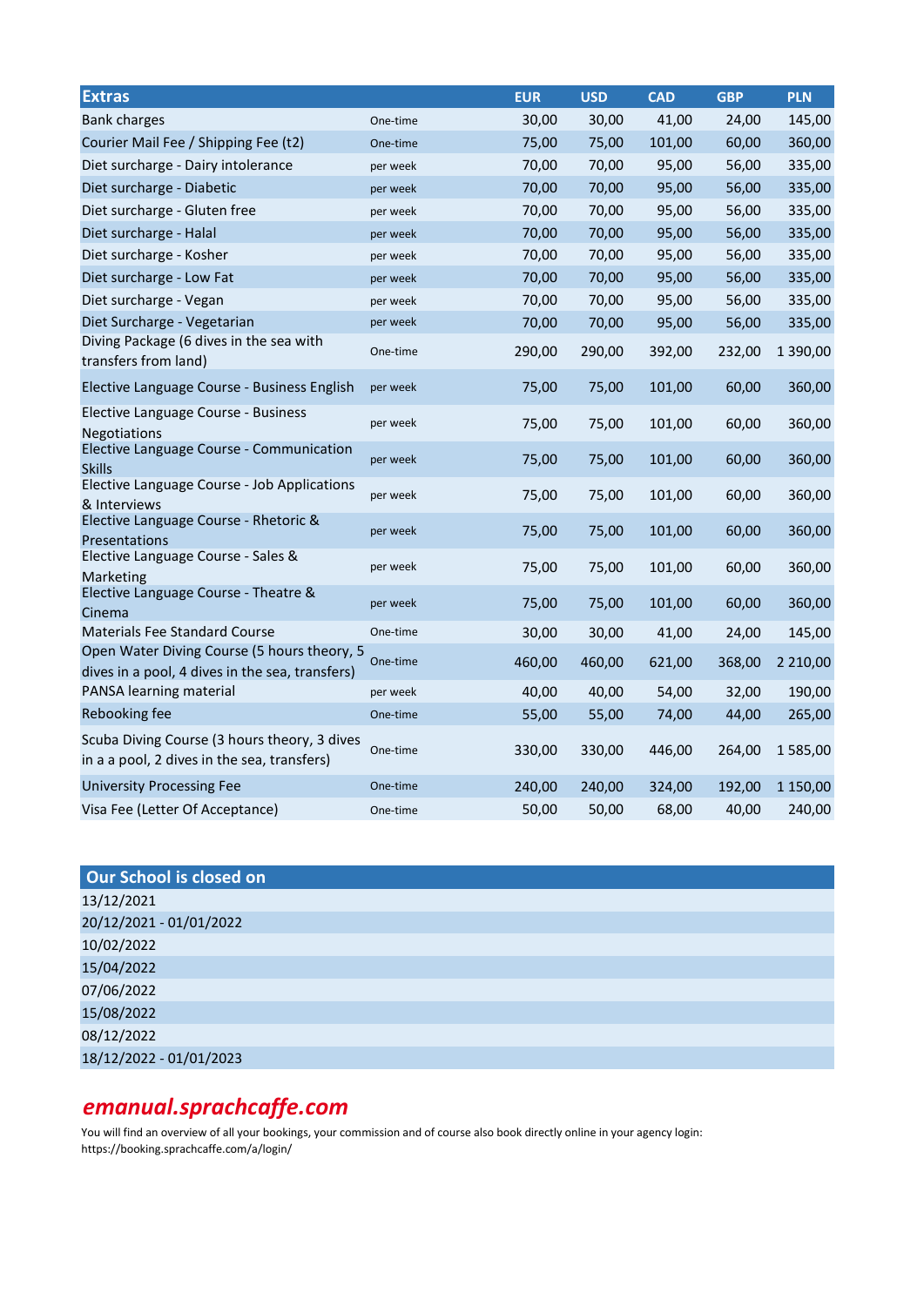| Extras | | EUR | USD | CAD | GBP | PLN |
|---|---|---|---|---|---|---|
| Bank charges | One-time | 30,00 | 30,00 | 41,00 | 24,00 | 145,00 |
| Courier Mail Fee / Shipping Fee (t2) | One-time | 75,00 | 75,00 | 101,00 | 60,00 | 360,00 |
| Diet surcharge - Dairy intolerance | per week | 70,00 | 70,00 | 95,00 | 56,00 | 335,00 |
| Diet surcharge - Diabetic | per week | 70,00 | 70,00 | 95,00 | 56,00 | 335,00 |
| Diet surcharge - Gluten free | per week | 70,00 | 70,00 | 95,00 | 56,00 | 335,00 |
| Diet surcharge - Halal | per week | 70,00 | 70,00 | 95,00 | 56,00 | 335,00 |
| Diet surcharge - Kosher | per week | 70,00 | 70,00 | 95,00 | 56,00 | 335,00 |
| Diet surcharge - Low Fat | per week | 70,00 | 70,00 | 95,00 | 56,00 | 335,00 |
| Diet surcharge - Vegan | per week | 70,00 | 70,00 | 95,00 | 56,00 | 335,00 |
| Diet Surcharge - Vegetarian | per week | 70,00 | 70,00 | 95,00 | 56,00 | 335,00 |
| Diving Package (6 dives in the sea with transfers from land) | One-time | 290,00 | 290,00 | 392,00 | 232,00 | 1 390,00 |
| Elective Language Course - Business English | per week | 75,00 | 75,00 | 101,00 | 60,00 | 360,00 |
| Elective Language Course - Business Negotiations | per week | 75,00 | 75,00 | 101,00 | 60,00 | 360,00 |
| Elective Language Course - Communication Skills | per week | 75,00 | 75,00 | 101,00 | 60,00 | 360,00 |
| Elective Language Course - Job Applications & Interviews | per week | 75,00 | 75,00 | 101,00 | 60,00 | 360,00 |
| Elective Language Course - Rhetoric & Presentations | per week | 75,00 | 75,00 | 101,00 | 60,00 | 360,00 |
| Elective Language Course - Sales & Marketing | per week | 75,00 | 75,00 | 101,00 | 60,00 | 360,00 |
| Elective Language Course - Theatre & Cinema | per week | 75,00 | 75,00 | 101,00 | 60,00 | 360,00 |
| Materials Fee Standard Course | One-time | 30,00 | 30,00 | 41,00 | 24,00 | 145,00 |
| Open Water Diving Course (5 hours theory, 5 dives in a pool, 4 dives in the sea, transfers) | One-time | 460,00 | 460,00 | 621,00 | 368,00 | 2 210,00 |
| PANSA learning material | per week | 40,00 | 40,00 | 54,00 | 32,00 | 190,00 |
| Rebooking fee | One-time | 55,00 | 55,00 | 74,00 | 44,00 | 265,00 |
| Scuba Diving Course (3 hours theory, 3 dives in a a pool, 2 dives in the sea, transfers) | One-time | 330,00 | 330,00 | 446,00 | 264,00 | 1 585,00 |
| University Processing Fee | One-time | 240,00 | 240,00 | 324,00 | 192,00 | 1 150,00 |
| Visa Fee (Letter Of Acceptance) | One-time | 50,00 | 50,00 | 68,00 | 40,00 | 240,00 |

| Our School is closed on |
|---|
| 13/12/2021 |
| 20/12/2021 - 01/01/2022 |
| 10/02/2022 |
| 15/04/2022 |
| 07/06/2022 |
| 15/08/2022 |
| 08/12/2022 |
| 18/12/2022 - 01/01/2023 |

## *emanual.sprachcaffe.com*

You will find an overview of all your bookings, your commission and of course also book directly online in your agency login: https://booking.sprachcaffe.com/a/login/